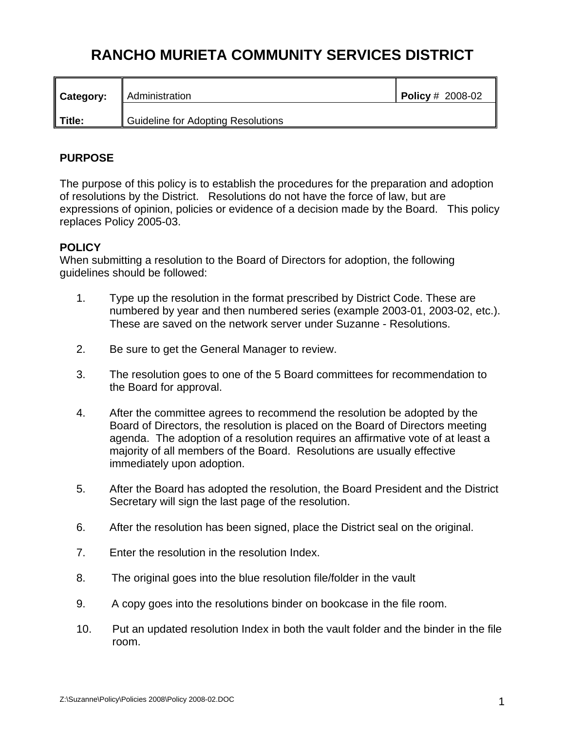# RANCHO MURIETA COMMUNITY SERVICES DISTRICT

| | | |
|---|---|---|
| **Category:** | Administration | **Policy** # 2008-02 |
| **Title:** | Guideline for Adopting Resolutions | |

## PURPOSE

The purpose of this policy is to establish the procedures for the preparation and adoption of resolutions by the District. Resolutions do not have the force of law, but are expressions of opinion, policies or evidence of a decision made by the Board. This policy replaces Policy 2005-03.

## POLICY

When submitting a resolution to the Board of Directors for adoption, the following guidelines should be followed:

1. Type up the resolution in the format prescribed by District Code. These are numbered by year and then numbered series (example 2003-01, 2003-02, etc.). These are saved on the network server under Suzanne - Resolutions.

2. Be sure to get the General Manager to review.

3. The resolution goes to one of the 5 Board committees for recommendation to the Board for approval.

4. After the committee agrees to recommend the resolution be adopted by the Board of Directors, the resolution is placed on the Board of Directors meeting agenda. The adoption of a resolution requires an affirmative vote of at least a majority of all members of the Board. Resolutions are usually effective immediately upon adoption.

5. After the Board has adopted the resolution, the Board President and the District Secretary will sign the last page of the resolution.

6. After the resolution has been signed, place the District seal on the original.

7. Enter the resolution in the resolution Index.

8. The original goes into the blue resolution file/folder in the vault

9. A copy goes into the resolutions binder on bookcase in the file room.

10. Put an updated resolution Index in both the vault folder and the binder in the file room.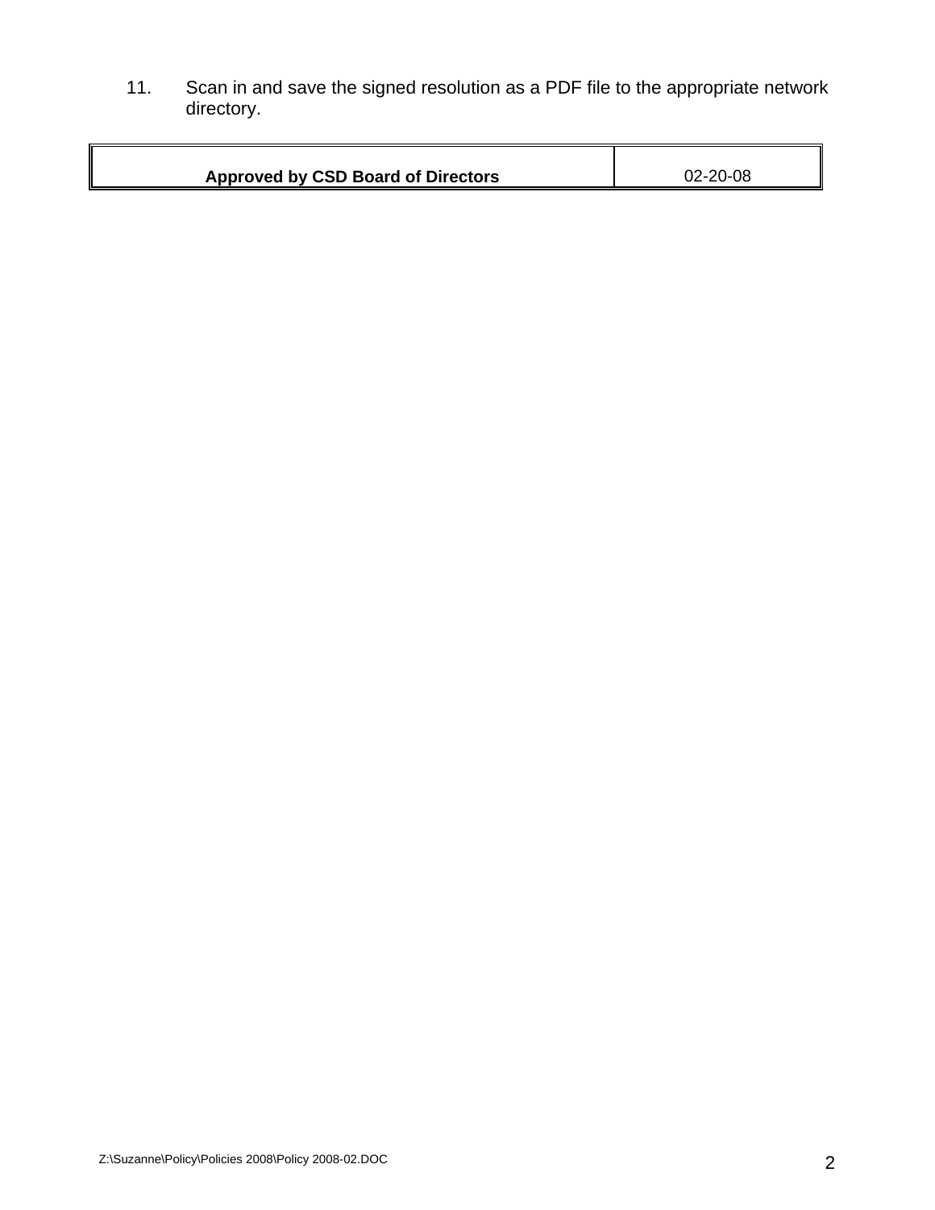11. Scan in and save the signed resolution as a PDF file to the appropriate network directory.

| | |
|---|---|
| **Approved by CSD Board of Directors** | 02-20-08 |

Z:\Suzanne\Policy\Policies 2008\Policy 2008-02.DOC